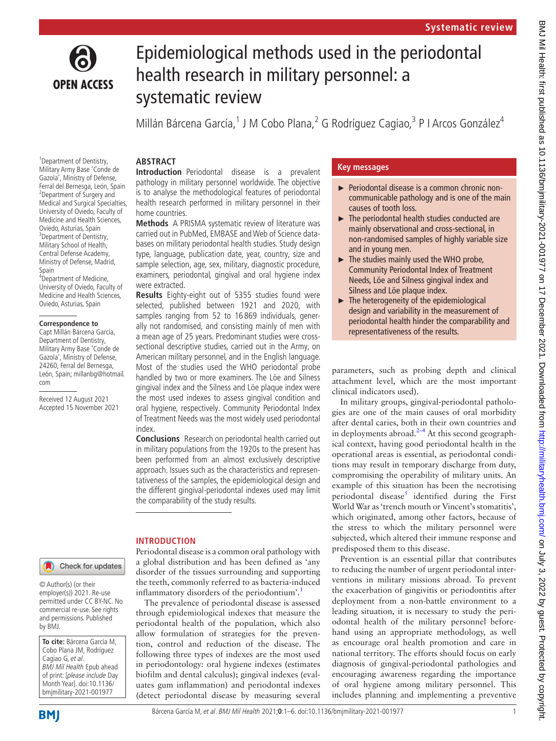# Epidemiological methods used in the periodontal health research in military personnel: a systematic review

Millán Bárcena García,[1] J M Cobo Plana,[2] G Rodríguez Cagiao,[3] P I Arcos González[4]

[1]Department of Dentistry, Military Army Base 'Conde de Gazola', Ministry of Defense, Ferral del Bernesga, León, Spain
[2]Department of Surgery and Medical and Surgical Specialties, University of Oviedo, Faculty of Medicine and Health Sciences, Oviedo, Asturias, Spain
[3]Department of Dentistry, Military School of Health, Central Defense Academy, Ministry of Defense, Madrid, Spain
[4]Department of Medicine, University of Oviedo, Faculty of Medicine and Health Sciences, Oviedo, Asturias, Spain

**Correspondence to**
Capt Millán Bárcena García, Department of Dentistry, Military Army Base 'Conde de Gazola', Ministry of Defense, 24260, Ferral del Bernesga, León, Spain; millanbg@hotmail.com

Received 12 August 2021
Accepted 15 November 2021

© Author(s) (or their employer(s)) 2021. Re-use permitted under CC BY-NC. No commercial re-use. See rights and permissions. Published by BMJ.

**To cite:** Bárcena García M, Cobo Plana JM, Rodríguez Cagiao G, *et al*. *BMJ Mil Health* Epub ahead of print: [*please include* Day Month Year]. doi:10.1136/bmjmilitary-2021-001977

## ABSTRACT

**Introduction** Periodontal disease is a prevalent pathology in military personnel worldwide. The objective is to analyse the methodological features of periodontal health research performed in military personnel in their home countries.

**Methods** A PRISMA systematic review of literature was carried out in PubMed, EMBASE and Web of Science databases on military periodontal health studies. Study design type, language, publication date, year, country, size and sample selection, age, sex, military, diagnostic procedure, examiners, periodontal, gingival and oral hygiene index were extracted.

**Results** Eighty-eight out of 5355 studies found were selected, published between 1921 and 2020, with samples ranging from 52 to 16869 individuals, generally not randomised, and consisting mainly of men with a mean age of 25 years. Predominant studies were cross-sectional descriptive studies, carried out in the Army, on American military personnel, and in the English language. Most of the studies used the WHO periodontal probe handled by two or more examiners. The Löe and Silness gingival index and the Silness and Löe plaque index were the most used indexes to assess gingival condition and oral hygiene, respectively. Community Periodontal Index of Treatment Needs was the most widely used periodontal index.

**Conclusions** Research on periodontal health carried out in military populations from the 1920s to the present has been performed from an almost exclusively descriptive approach. Issues such as the characteristics and representativeness of the samples, the epidemiological design and the different gingival-periodontal indexes used may limit the comparability of the study results.

## Key messages

- Periodontal disease is a common chronic non-communicable pathology and is one of the main causes of tooth loss.
- The periodontal health studies conducted are mainly observational and cross-sectional, in non-randomised samples of highly variable size and in young men.
- The studies mainly used the WHO probe, Community Periodontal Index of Treatment Needs, Löe and Silness gingival index and Silness and Löe plaque index.
- The heterogeneity of the epidemiological design and variability in the measurement of periodontal health hinder the comparability and representativeness of the results.

## INTRODUCTION

Periodontal disease is a common oral pathology with a global distribution and has been defined as 'any disorder of the tissues surrounding and supporting the teeth, commonly referred to as bacteria-induced inflammatory disorders of the periodontium'.[1]

The prevalence of periodontal disease is assessed through epidemiological indexes that measure the periodontal health of the population, which also allow formulation of strategies for the prevention, control and reduction of the disease. The following three types of indexes are the most used in periodontology: oral hygiene indexes (estimates biofilm and dental calculus); gingival indexes (evaluates gum inflammation) and periodontal indexes (detect periodontal disease by measuring several parameters, such as probing depth and clinical attachment level, which are the most important clinical indicators used).

In military groups, gingival-periodontal pathologies are one of the main causes of oral morbidity after dental caries, both in their own countries and in deployments abroad.[2–4] At this second geographical context, having good periodontal health in the operational areas is essential, as periodontal conditions may result in temporary discharge from duty, compromising the operability of military units. An example of this situation has been the necrotising periodontal disease[5] identified during the First World War as 'trench mouth or Vincent's stomatitis', which originated, among other factors, because of the stress to which the military personnel were subjected, which altered their immune response and predisposed them to this disease.

Prevention is an essential pillar that contributes to reducing the number of urgent periodontal interventions in military missions abroad. To prevent the exacerbation of gingivitis or periodontitis after deployment from a non-battle environment to a leading situation, it is necessary to study the periodontal health of the military personnel beforehand using an appropriate methodology, as well as encourage oral health promotion and care in national territory. The efforts should focus on early diagnosis of gingival-periodontal pathologies and encouraging awareness regarding the importance of oral hygiene among military personnel. This includes planning and implementing a preventive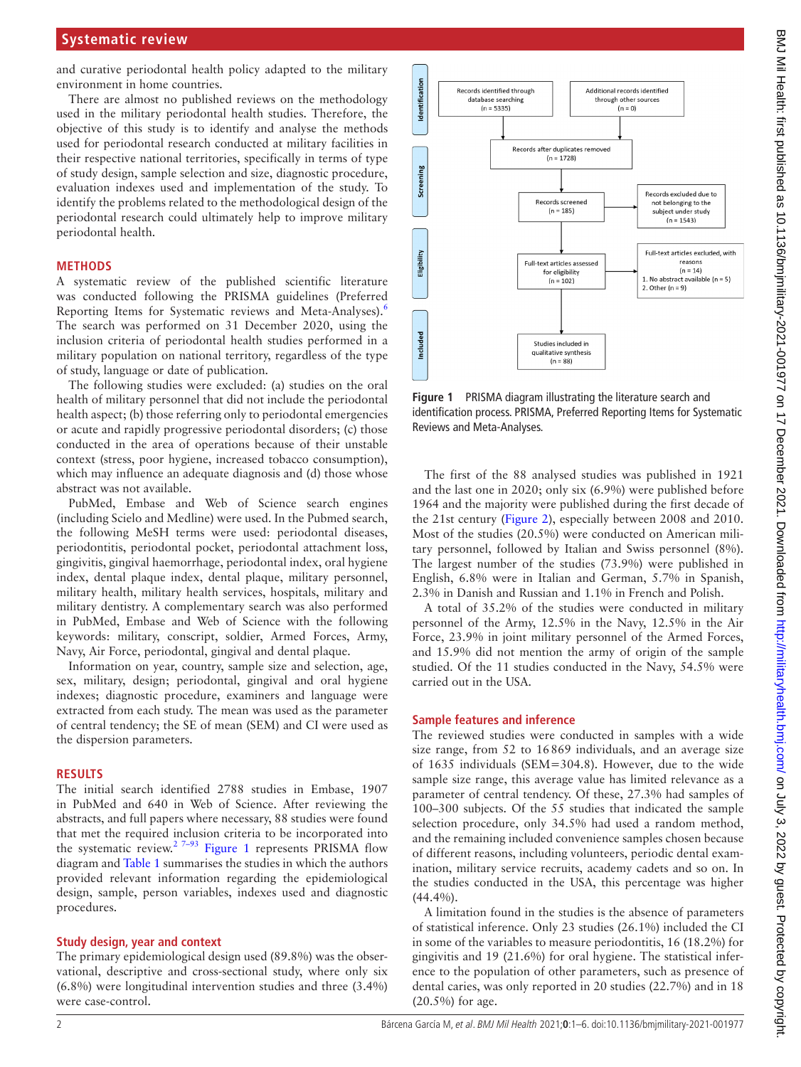and curative periodontal health policy adapted to the military environment in home countries.

There are almost no published reviews on the methodology used in the military periodontal health studies. Therefore, the objective of this study is to identify and analyse the methods used for periodontal research conducted at military facilities in their respective national territories, specifically in terms of type of study design, sample selection and size, diagnostic procedure, evaluation indexes used and implementation of the study. To identify the problems related to the methodological design of the periodontal research could ultimately help to improve military periodontal health.

## METHODS

A systematic review of the published scientific literature was conducted following the PRISMA guidelines (Preferred Reporting Items for Systematic reviews and Meta-Analyses).[6] The search was performed on 31 December 2020, using the inclusion criteria of periodontal health studies performed in a military population on national territory, regardless of the type of study, language or date of publication.

The following studies were excluded: (a) studies on the oral health of military personnel that did not include the periodontal health aspect; (b) those referring only to periodontal emergencies or acute and rapidly progressive periodontal disorders; (c) those conducted in the area of operations because of their unstable context (stress, poor hygiene, increased tobacco consumption), which may influence an adequate diagnosis and (d) those whose abstract was not available.

PubMed, Embase and Web of Science search engines (including Scielo and Medline) were used. In the Pubmed search, the following MeSH terms were used: periodontal diseases, periodontitis, periodontal pocket, periodontal attachment loss, gingivitis, gingival haemorrhage, periodontal index, oral hygiene index, dental plaque index, dental plaque, military personnel, military health, military health services, hospitals, military and military dentistry. A complementary search was also performed in PubMed, Embase and Web of Science with the following keywords: military, conscript, soldier, Armed Forces, Army, Navy, Air Force, periodontal, gingival and dental plaque.

Information on year, country, sample size and selection, age, sex, military, design; periodontal, gingival and oral hygiene indexes; diagnostic procedure, examiners and language were extracted from each study. The mean was used as the parameter of central tendency; the SE of mean (SEM) and CI were used as the dispersion parameters.

## RESULTS

The initial search identified 2788 studies in Embase, 1907 in PubMed and 640 in Web of Science. After reviewing the abstracts, and full papers where necessary, 88 studies were found that met the required inclusion criteria to be incorporated into the systematic review.[2 7–93] Figure 1 represents PRISMA flow diagram and Table 1 summarises the studies in which the authors provided relevant information regarding the epidemiological design, sample, person variables, indexes used and diagnostic procedures.

### Study design, year and context

The primary epidemiological design used (89.8%) was the observational, descriptive and cross-sectional study, where only six (6.8%) were longitudinal intervention studies and three (3.4%) were case-control.

Identification: Records identified through database searching (n = 5335); Additional records identified through other sources (n = 0)
Screening: Records after duplicates removed (n = 1728); Records screened (n = 185); Records excluded due to not belonging to the subject under study (n = 1543)
Eligibility: Full-text articles assessed for eligibility (n = 102); Full-text articles excluded, with reasons (n = 14) 1. No abstract available (n = 5) 2. Other (n = 9)
Included: Studies included in qualitative synthesis (n = 88)

Figure 1 PRISMA diagram illustrating the literature search and identification process. PRISMA, Preferred Reporting Items for Systematic Reviews and Meta-Analyses.

The first of the 88 analysed studies was published in 1921 and the last one in 2020; only six (6.9%) were published before 1964 and the majority were published during the first decade of the 21st century (Figure 2), especially between 2008 and 2010. Most of the studies (20.5%) were conducted on American military personnel, followed by Italian and Swiss personnel (8%). The largest number of the studies (73.9%) were published in English, 6.8% were in Italian and German, 5.7% in Spanish, 2.3% in Danish and Russian and 1.1% in French and Polish.

A total of 35.2% of the studies were conducted in military personnel of the Army, 12.5% in the Navy, 12.5% in the Air Force, 23.9% in joint military personnel of the Armed Forces, and 15.9% did not mention the army of origin of the sample studied. Of the 11 studies conducted in the Navy, 54.5% were carried out in the USA.

### Sample features and inference

The reviewed studies were conducted in samples with a wide size range, from 52 to 16 869 individuals, and an average size of 1635 individuals (SEM=304.8). However, due to the wide sample size range, this average value has limited relevance as a parameter of central tendency. Of these, 27.3% had samples of 100–300 subjects. Of the 55 studies that indicated the sample selection procedure, only 34.5% had used a random method, and the remaining included convenience samples chosen because of different reasons, including volunteers, periodic dental examination, military service recruits, academy cadets and so on. In the studies conducted in the USA, this percentage was higher (44.4%).

A limitation found in the studies is the absence of parameters of statistical inference. Only 23 studies (26.1%) included the CI in some of the variables to measure periodontitis, 16 (18.2%) for gingivitis and 19 (21.6%) for oral hygiene. The statistical inference to the population of other parameters, such as presence of dental caries, was only reported in 20 studies (22.7%) and in 18 (20.5%) for age.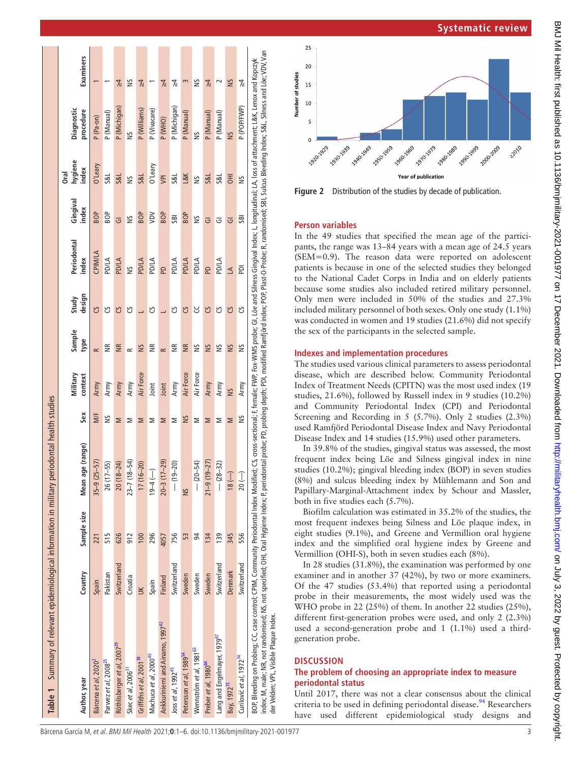**Table 1** Summary of relevant epidemiological information in military periodontal health studies

| Author, year | Country | Sample size | Mean age (range) | Sex | Military context | Sample type | Study design | Periodontal index | Gingival index | Oral hygiene index | Diagnostic procedure | Examiners |
|---|---|---|---|---|---|---|---|---|---|---|---|---|
| Bárcena *et al*, 2020[2] | Spain | 221 | 35-9 (25–57) | M/F | Army | R | CS | CPIM/LA | BOP | O'Leary | P (Pa-on) | 1 |
| Parwez *et al*, 2008[25] | Pakistan | 515 | 26 (17–55) | NS | Army | NR | CS | PD/LA | BOP | S&L | P (Manual) | 1 |
| Röthlisberger *et al*, 2007[29] | Switzerland | 626 | 20 (18–24) | M | Army | NR | CS | PD/LA | GI | S&L | P (Michigan) | ≥4 |
| Skec *et al*, 2006[31] | Croatia | 912 | 23-7 (18–54) | M | Army | R | CS | NS | NS | NS | NS | NS |
| Griffiths *et al*, 2001[38] | UK | 100 | 17 (16–20) | M | Air Force | NS | L | PD/LA | BOP | S&L | P (Williams) | ≥4 |
| Machuca *et al*, 2000[40] | Spain | 296 | 19-4 (—) | M | Joint | NR | CS | PD/LA | VDV | O'Leary | P (Vivacare) | 1 |
| Ankkuriniemi and Ainamo, 1997[42] | Finland | 4057 | 20-3 (17–29) | M | Joint | R | L | PD | BOP | VPI | P (WHO) | ≥4 |
| Joss *et al*, 1992[45] | Switzerland | 756 | — (19–20) | M | Army | NR | CS | PD/LA | SBI | S&L | P (Michigan) | ≥4 |
| Petersson *et al*, 1989[54] | Sweden | 53 | NS | NS | Air Force | NR | CS | PD/LA | BOP | L&K | P (Manual) | 3 |
| Wennström *et al*, 1981[63] | Sweden | 94 | — (20–54) | M | Air Force | NS | CC | PD/LA | NS | NS | NS | NS |
| Preber *et al*, 1980[64] | Sweden | 134 | 21-9 (19–27) | M | Army | NS | CS | PD | GI | S&L | P (Manual) | ≥4 |
| Lang and Engelmayer, 1979[67] | Switzerland | 139 | — (28–32) | M | Army | NS | CS | PD/LA | GI | S&L | P (Manual) | 2 |
| Bay, 1972[73] | Denmark | 345 | 18 (—) | M | NS | NS | CS | LA | GI | OHI | NS | NS |
| Ćurilović *et al*, 1972[74] | Switzerland | 556 | 20 (—) | NS | Army | NS | CS | PDI | SBI | NS | P (POP/FWP) | ≥4 |

BOP, Bleeding on Probing; CC, case control; CPIM, Community Periodontal Index Modified; CS, cross-sectional; F, female; FWP, Fox-WMS probe; GI, Löe and Silness Gingival Index; L, longitudinal; LA, loss of attachment; L&K, Lenox and Kopczyk index; M, male; NR, not randomised; NS, not specified; OHI, Oral Hygiene Index; P, periodontal probe; PD, probing depth; PDI, modified Ramfjörd index; POP, Plast-O-Probe; R, randomised; SBI, Sulcus Bleeding Index; S&L, Silness and Löe; VDV, Van der Velden; VPI, Visible Plaque Index.

Figure 2 Distribution of the studies by decade of publication.

## Person variables

In the 49 studies that specified the mean age of the participants, the range was 13–84 years with a mean age of 24.5 years (SEM=0.9). The reason data were reported on adolescent patients is because in one of the selected studies they belonged to the National Cadet Corps in India and on elderly patients because some studies also included retired military personnel. Only men were included in 50% of the studies and 27.3% included military personnel of both sexes. Only one study (1.1%) was conducted in women and 19 studies (21.6%) did not specify the sex of the participants in the selected sample.

## Indexes and implementation procedures

The studies used various clinical parameters to assess periodontal disease, which are described below. Community Periodontal Index of Treatment Needs (CPITN) was the most used index (19 studies, 21.6%), followed by Russell index in 9 studies (10.2%) and Community Periodontal Index (CPI) and Periodontal Screening and Recording in 5 (5.7%). Only 2 studies (2.3%) used Ramfjörd Periodontal Disease Index and Navy Periodontal Disease Index and 14 studies (15.9%) used other parameters.

In 39.8% of the studies, gingival status was assessed, the most frequent index being Löe and Silness gingival index in nine studies (10.2%); gingival bleeding index (BOP) in seven studies (8%) and sulcus bleeding index by Mühlemann and Son and Papillary-Marginal-Attachment index by Schour and Massler, both in five studies each (5.7%).

Biofilm calculation was estimated in 35.2% of the studies, the most frequent indexes being Silness and Löe plaque index, in eight studies (9.1%), and Greene and Vermillion oral hygiene index and the simplified oral hygiene index by Greene and Vermillion (OHI-S), both in seven studies each (8%).

In 28 studies (31.8%), the examination was performed by one examiner and in another 37 (42%), by two or more examiners. Of the 47 studies (53.4%) that reported using a periodontal probe in their measurements, the most widely used was the WHO probe in 22 (25%) of them. In another 22 studies (25%), different first-generation probes were used, and only 2 (2.3%) used a second-generation probe and 1 (1.1%) used a third-generation probe.

# DISCUSSION

## The problem of choosing an appropriate index to measure periodontal status

Until 2017, there was not a clear consensus about the clinical criteria to be used in defining periodontal disease.[94] Researchers have used different epidemiological study designs and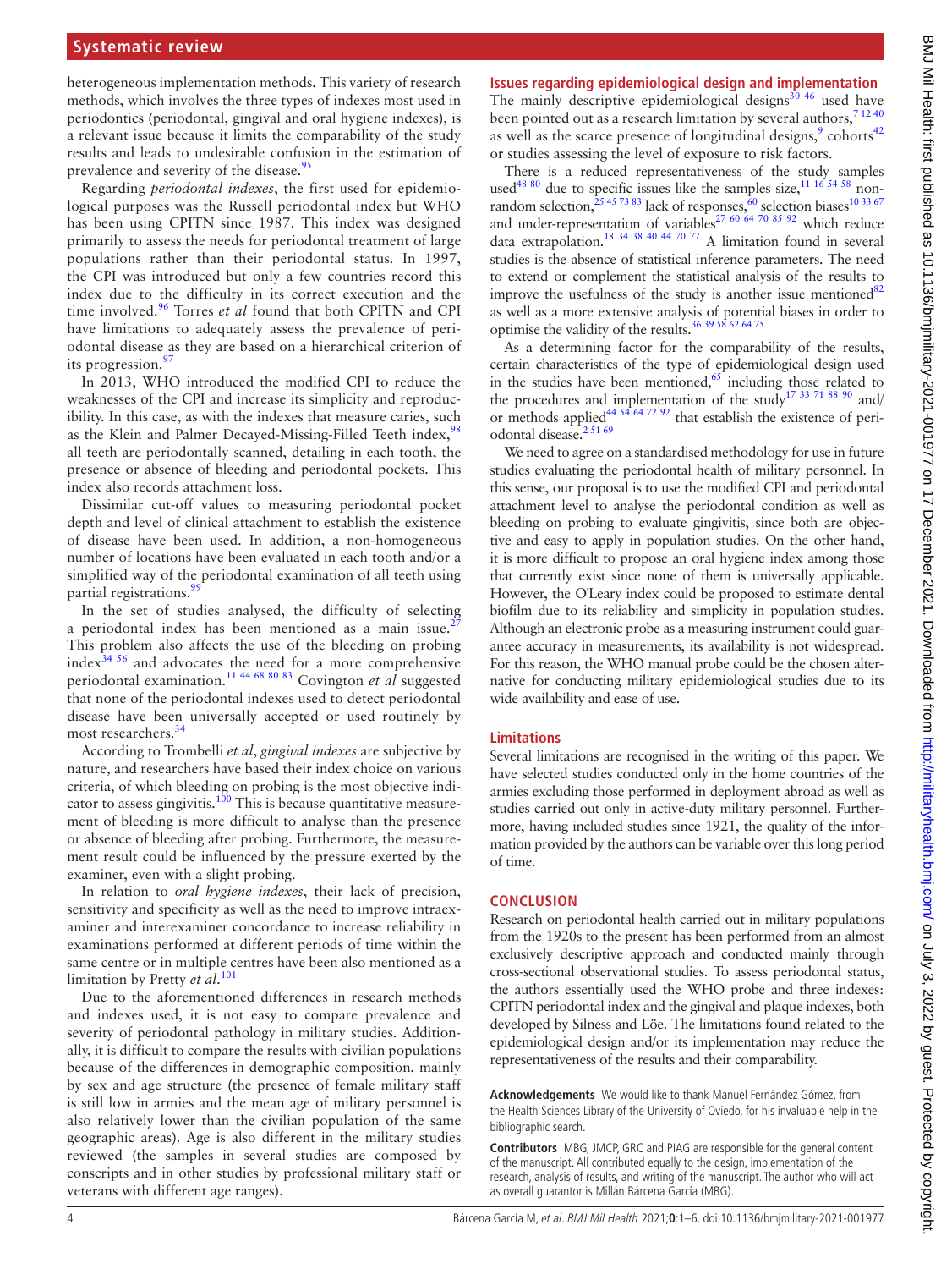heterogeneous implementation methods. This variety of research methods, which involves the three types of indexes most used in periodontics (periodontal, gingival and oral hygiene indexes), is a relevant issue because it limits the comparability of the study results and leads to undesirable confusion in the estimation of prevalence and severity of the disease.[95]

Regarding *periodontal indexes*, the first used for epidemiological purposes was the Russell periodontal index but WHO has been using CPITN since 1987. This index was designed primarily to assess the needs for periodontal treatment of large populations rather than their periodontal status. In 1997, the CPI was introduced but only a few countries record this index due to the difficulty in its correct execution and the time involved.[96] Torres *et al* found that both CPITN and CPI have limitations to adequately assess the prevalence of periodontal disease as they are based on a hierarchical criterion of its progression.[97]

In 2013, WHO introduced the modified CPI to reduce the weaknesses of the CPI and increase its simplicity and reproducibility. In this case, as with the indexes that measure caries, such as the Klein and Palmer Decayed-Missing-Filled Teeth index,[98] all teeth are periodontally scanned, detailing in each tooth, the presence or absence of bleeding and periodontal pockets. This index also records attachment loss.

Dissimilar cut-off values to measuring periodontal pocket depth and level of clinical attachment to establish the existence of disease have been used. In addition, a non-homogeneous number of locations have been evaluated in each tooth and/or a simplified way of the periodontal examination of all teeth using partial registrations.[99]

In the set of studies analysed, the difficulty of selecting a periodontal index has been mentioned as a main issue.[27] This problem also affects the use of the bleeding on probing index[34 56] and advocates the need for a more comprehensive periodontal examination.[11 44 68 80 83] Covington *et al* suggested that none of the periodontal indexes used to detect periodontal disease have been universally accepted or used routinely by most researchers.[34]

According to Trombelli *et al*, *gingival indexes* are subjective by nature, and researchers have based their index choice on various criteria, of which bleeding on probing is the most objective indicator to assess gingivitis.[100] This is because quantitative measurement of bleeding is more difficult to analyse than the presence or absence of bleeding after probing. Furthermore, the measurement result could be influenced by the pressure exerted by the examiner, even with a slight probing.

In relation to *oral hygiene indexes*, their lack of precision, sensitivity and specificity as well as the need to improve intraexaminer and interexaminer concordance to increase reliability in examinations performed at different periods of time within the same centre or in multiple centres have been also mentioned as a limitation by Pretty *et al*.[101]

Due to the aforementioned differences in research methods and indexes used, it is not easy to compare prevalence and severity of periodontal pathology in military studies. Additionally, it is difficult to compare the results with civilian populations because of the differences in demographic composition, mainly by sex and age structure (the presence of female military staff is still low in armies and the mean age of military personnel is also relatively lower than the civilian population of the same geographic areas). Age is also different in the military studies reviewed (the samples in several studies are composed by conscripts and in other studies by professional military staff or veterans with different age ranges).

### Issues regarding epidemiological design and implementation

The mainly descriptive epidemiological designs[30 46] used have been pointed out as a research limitation by several authors,[7 12 40] as well as the scarce presence of longitudinal designs,[9] cohorts[42] or studies assessing the level of exposure to risk factors.

There is a reduced representativeness of the study samples used[48 80] due to specific issues like the samples size,[11 16 54 58] non-random selection,[25 45 73 83] lack of responses,[60] selection biases[10 33 67] and under-representation of variables[27 60 64 70 85 92] which reduce data extrapolation.[18 34 38 40 44 70 77] A limitation found in several studies is the absence of statistical inference parameters. The need to extend or complement the statistical analysis of the results to improve the usefulness of the study is another issue mentioned[82] as well as a more extensive analysis of potential biases in order to optimise the validity of the results.[36 39 58 62 64 75]

As a determining factor for the comparability of the results, certain characteristics of the type of epidemiological design used in the studies have been mentioned,[65] including those related to the procedures and implementation of the study[17 33 71 88 90] and/or methods applied[44 54 64 72 92] that establish the existence of periodontal disease.[2 51 69]

We need to agree on a standardised methodology for use in future studies evaluating the periodontal health of military personnel. In this sense, our proposal is to use the modified CPI and periodontal attachment level to analyse the periodontal condition as well as bleeding on probing to evaluate gingivitis, since both are objective and easy to apply in population studies. On the other hand, it is more difficult to propose an oral hygiene index among those that currently exist since none of them is universally applicable. However, the O'Leary index could be proposed to estimate dental biofilm due to its reliability and simplicity in population studies. Although an electronic probe as a measuring instrument could guarantee accuracy in measurements, its availability is not widespread. For this reason, the WHO manual probe could be the chosen alternative for conducting military epidemiological studies due to its wide availability and ease of use.

### Limitations

Several limitations are recognised in the writing of this paper. We have selected studies conducted only in the home countries of the armies excluding those performed in deployment abroad as well as studies carried out only in active-duty military personnel. Furthermore, having included studies since 1921, the quality of the information provided by the authors can be variable over this long period of time.

## CONCLUSION

Research on periodontal health carried out in military populations from the 1920s to the present has been performed from an almost exclusively descriptive approach and conducted mainly through cross-sectional observational studies. To assess periodontal status, the authors essentially used the WHO probe and three indexes: CPITN periodontal index and the gingival and plaque indexes, both developed by Silness and Löe. The limitations found related to the epidemiological design and/or its implementation may reduce the representativeness of the results and their comparability.

**Acknowledgements** We would like to thank Manuel Fernández Gómez, from the Health Sciences Library of the University of Oviedo, for his invaluable help in the bibliographic search.

**Contributors** MBG, JMCP, GRC and PIAG are responsible for the general content of the manuscript. All contributed equally to the design, implementation of the research, analysis of results, and writing of the manuscript. The author who will act as overall guarantor is Millán Bárcena García (MBG).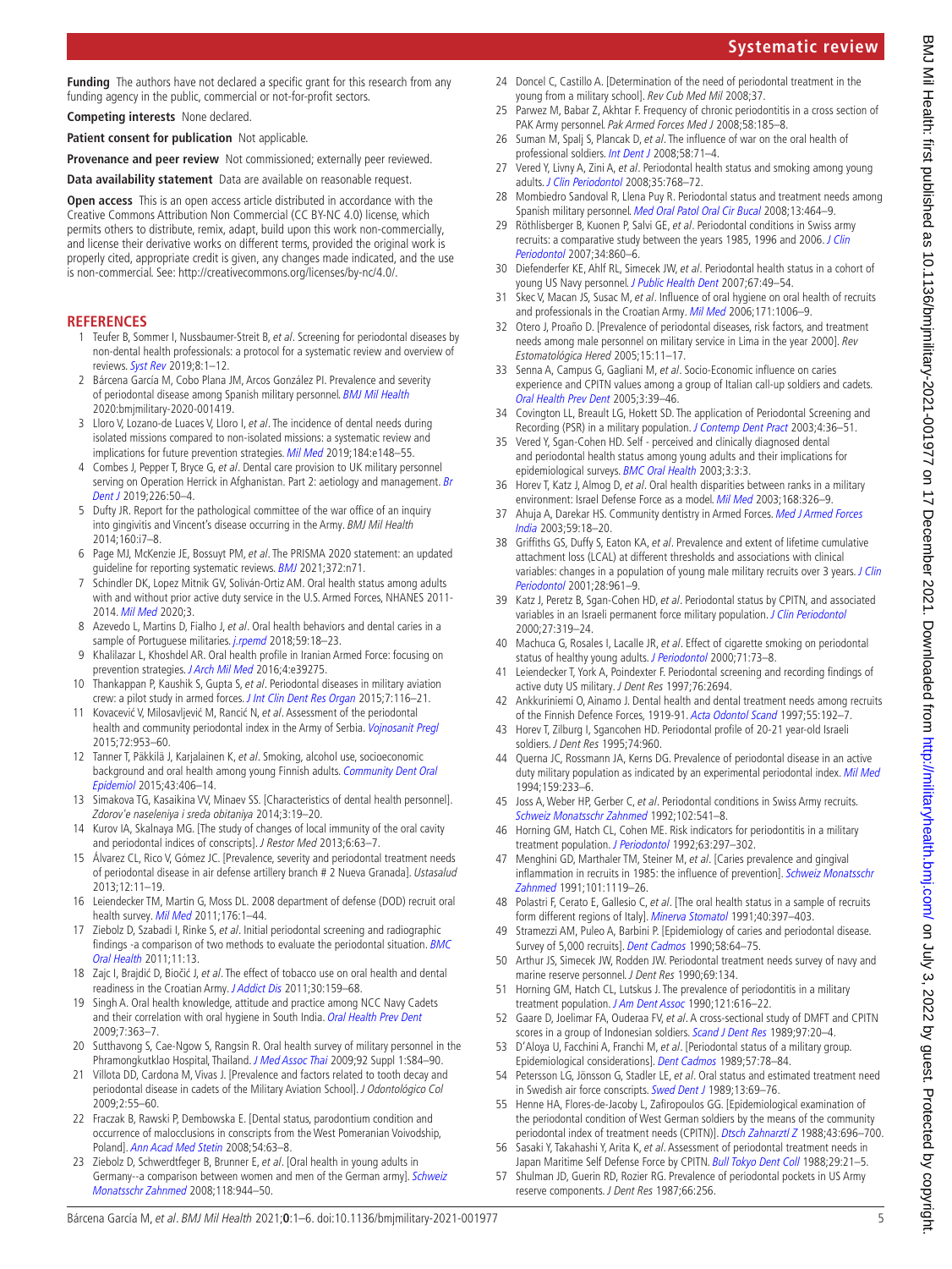**Funding** The authors have not declared a specific grant for this research from any funding agency in the public, commercial or not-for-profit sectors.

**Competing interests** None declared.

**Patient consent for publication** Not applicable.

**Provenance and peer review** Not commissioned; externally peer reviewed.

**Data availability statement** Data are available on reasonable request.

**Open access** This is an open access article distributed in accordance with the Creative Commons Attribution Non Commercial (CC BY-NC 4.0) license, which permits others to distribute, remix, adapt, build upon this work non-commercially, and license their derivative works on different terms, provided the original work is properly cited, appropriate credit is given, any changes made indicated, and the use is non-commercial. See: http://creativecommons.org/licenses/by-nc/4.0/.

## REFERENCES

1. Teufer B, Sommer I, Nussbaumer-Streit B, *et al*. Screening for periodontal diseases by non-dental health professionals: a protocol for a systematic review and overview of reviews. *Syst Rev* 2019;8:1–12.
2. Bárcena García M, Cobo Plana JM, Arcos González PI. Prevalence and severity of periodontal disease among Spanish military personnel. *BMJ Mil Health* 2020:bmjmilitary-2020-001419.
3. Lloro V, Lozano-de Luaces V, Lloro I, *et al*. The incidence of dental needs during isolated missions compared to non-isolated missions: a systematic review and implications for future prevention strategies. *Mil Med* 2019;184:e148–55.
4. Combes J, Pepper T, Bryce G, *et al*. Dental care provision to UK military personnel serving on Operation Herrick in Afghanistan. Part 2: aetiology and management. *Br Dent J* 2019;226:50–4.
5. Dufty JR. Report for the pathological committee of the war office of an inquiry into gingivitis and Vincent's disease occurring in the Army. *BMJ Mil Health* 2014;160:i7–8.
6. Page MJ, McKenzie JE, Bossuyt PM, *et al*. The PRISMA 2020 statement: an updated guideline for reporting systematic reviews. *BMJ* 2021;372:n71.
7. Schindler DK, Lopez Mitnik GV, Soliván-Ortiz AM. Oral health status among adults with and without prior active duty service in the U.S. Armed Forces, NHANES 2011-2014. *Mil Med* 2020;3.
8. Azevedo L, Martins D, Fialho J, *et al*. Oral health behaviors and dental caries in a sample of Portuguese militaries. *j.rpemd* 2018;59:18–23.
9. Khalilazar L, Khoshdel AR. Oral health profile in Iranian Armed Force: focusing on prevention strategies. *J Arch Mil Med* 2016;4:e39275.
10. Thankappan P, Kaushik S, Gupta S, *et al*. Periodontal diseases in military aviation crew: a pilot study in armed forces. *J Int Clin Dent Res Organ* 2015;7:116–21.
11. Kovacević V, Milosavljević M, Rancić N, *et al*. Assessment of the periodontal health and community periodontal index in the Army of Serbia. *Vojnosanit Pregl* 2015;72:953–60.
12. Tanner T, Päkkilä J, Karjalainen K, *et al*. Smoking, alcohol use, socioeconomic background and oral health among young Finnish adults. *Community Dent Oral Epidemiol* 2015;43:406–14.
13. Simakova TG, Kasaikina VV, Minaev SS. [Characteristics of dental health personnel]. *Zdorov'e naseleniya i sreda obitaniya* 2014;3:19–20.
14. Kurov IA, Skalnaya MG. [The study of changes of local immunity of the oral cavity and periodontal indices of conscripts]. *J Restor Med* 2013;6:63–7.
15. Álvarez CL, Rico V, Gómez JC. [Prevalence, severity and periodontal treatment needs of periodontal disease in air defense artillery branch # 2 Nueva Granada]. *Ustasalud* 2013;12:11–19.
16. Leiendecker TM, Martin G, Moss DL. 2008 department of defense (DOD) recruit oral health survey. *Mil Med* 2011;176:1–44.
17. Ziebolz D, Szabadi I, Rinke S, *et al*. Initial periodontal screening and radiographic findings -a comparison of two methods to evaluate the periodontal situation. *BMC Oral Health* 2011;11:13.
18. Zajc I, Brajdić D, Biočić J, *et al*. The effect of tobacco use on oral health and dental readiness in the Croatian Army. *J Addict Dis* 2011;30:159–68.
19. Singh A. Oral health knowledge, attitude and practice among NCC Navy Cadets and their correlation with oral hygiene in South India. *Oral Health Prev Dent* 2009;7:363–7.
20. Sutthavong S, Cae-Ngow S, Rangsin R. Oral health survey of military personnel in the Phramongkutklao Hospital, Thailand. *J Med Assoc Thai* 2009;92 Suppl 1:S84–90.
21. Villota DD, Cardona M, Vivas J. [Prevalence and factors related to tooth decay and periodontal disease in cadets of the Military Aviation School]. *J Odontológico Col* 2009;2:55–60.
22. Fraczak B, Rawski P, Dembowska E. [Dental status, parodontium condition and occurrence of malocclusions in conscripts from the West Pomeranian Voivodship, Poland]. *Ann Acad Med Stetin* 2008;54:63–8.
23. Ziebolz D, Schwerdtfeger B, Brunner E, *et al*. [Oral health in young adults in Germany--a comparison between women and men of the German army]. *Schweiz Monatsschr Zahnmed* 2008;118:944–50.
24. Doncel C, Castillo A. [Determination of the need of periodontal treatment in the young from a military school]. *Rev Cub Med Mil* 2008;37.
25. Parwez M, Babar Z, Akhtar F. Frequency of chronic periodontitis in a cross section of PAK Army personnel. *Pak Armed Forces Med J* 2008;58:185–8.
26. Suman M, Spalj S, Plancak D, *et al*. The influence of war on the oral health of professional soldiers. *Int Dent J* 2008;58:71–4.
27. Vered Y, Livny A, Zini A, *et al*. Periodontal health status and smoking among young adults. *J Clin Periodontol* 2008;35:768–72.
28. Mombiedro Sandoval R, Llena Puy R. Periodontal status and treatment needs among Spanish military personnel. *Med Oral Patol Oral Cir Bucal* 2008;13:464–9.
29. Röthlisberger B, Kuonen P, Salvi GE, *et al*. Periodontal conditions in Swiss army recruits: a comparative study between the years 1985, 1996 and 2006. *J Clin Periodontol* 2007;34:860–6.
30. Diefenderfer KE, Ahlf RL, Simecek JW, *et al*. Periodontal health status in a cohort of young US Navy personnel. *J Public Health Dent* 2007;67:49–54.
31. Skec V, Macan JS, Susac M, *et al*. Influence of oral hygiene on oral health of recruits and professionals in the Croatian Army. *Mil Med* 2006;171:1006–9.
32. Otero J, Proaño D. [Prevalence of periodontal diseases, risk factors, and treatment needs among male personnel on military service in Lima in the year 2000]. *Rev Estomatológica Hered* 2005;15:11–17.
33. Senna A, Campus G, Gagliani M, *et al*. Socio-Economic influence on caries experience and CPITN values among a group of Italian call-up soldiers and cadets. *Oral Health Prev Dent* 2005;3:39–46.
34. Covington LL, Breault LG, Hokett SD. The application of Periodontal Screening and Recording (PSR) in a military population. *J Contemp Dent Pract* 2003;4:36–51.
35. Vered Y, Sgan-Cohen HD. Self - perceived and clinically diagnosed dental and periodontal health status among young adults and their implications for epidemiological surveys. *BMC Oral Health* 2003;3:3.
36. Horev T, Katz J, Almog D, *et al*. Oral health disparities between ranks in a military environment: Israel Defense Force as a model. *Mil Med* 2003;168:326–9.
37. Ahuja A, Darekar HS. Community dentistry in Armed Forces. *Med J Armed Forces India* 2003;59:18–20.
38. Griffiths GS, Duffy S, Eaton KA, *et al*. Prevalence and extent of lifetime cumulative attachment loss (LCAL) at different thresholds and associations with clinical variables: changes in a population of young male military recruits over 3 years. *J Clin Periodontol* 2001;28:961–9.
39. Katz J, Peretz B, Sgan-Cohen HD, *et al*. Periodontal status by CPITN, and associated variables in an Israeli permanent force military population. *J Clin Periodontol* 2000;27:319–24.
40. Machuca G, Rosales I, Lacalle JR, *et al*. Effect of cigarette smoking on periodontal status of healthy young adults. *J Periodontol* 2000;71:73–8.
41. Leiendecker T, York A, Poindexter F. Periodontal screening and recording findings of active duty US military. *J Dent Res* 1997;76:2694.
42. Ankkuriniemi O, Ainamo J. Dental health and dental treatment needs among recruits of the Finnish Defence Forces, 1919-91. *Acta Odontol Scand* 1997;55:192–7.
43. Horev T, Zilburg I, Sgancohen HD. Periodontal profile of 20-21 year-old Israeli soldiers. *J Dent Res* 1995;74:960.
44. Querna JC, Rossmann JA, Kerns DG. Prevalence of periodontal disease in an active duty military population as indicated by an experimental periodontal index. *Mil Med* 1994;159:233–6.
45. Joss A, Weber HP, Gerber C, *et al*. Periodontal conditions in Swiss Army recruits. *Schweiz Monatsschr Zahnmed* 1992;102:541–8.
46. Horning GM, Hatch CL, Cohen ME. Risk indicators for periodontitis in a military treatment population. *J Periodontol* 1992;63:297–302.
47. Menghini GD, Marthaler TM, Steiner M, *et al*. [Caries prevalence and gingival inflammation in recruits in 1985: the influence of prevention]. *Schweiz Monatsschr Zahnmed* 1991;101:1119–26.
48. Polastri F, Cerato E, Gallesio C, *et al*. [The oral health status in a sample of recruits form different regions of Italy]. *Minerva Stomatol* 1991;40:397–403.
49. Stramezzi AM, Puleo A, Barbini P. [Epidemiology of caries and periodontal disease. Survey of 5,000 recruits]. *Dent Cadmos* 1990;58:64–75.
50. Arthur JS, Simecek JW, Rodden JW. Periodontal treatment needs survey of navy and marine reserve personnel. *J Dent Res* 1990;69:134.
51. Horning GM, Hatch CL, Lutskus J. The prevalence of periodontitis in a military treatment population. *J Am Dent Assoc* 1990;121:616–22.
52. Gaare D, Joelimar FA, Ouderaa FV, *et al*. Oral health status in a cross-sectional study of DMFT and CPITN scores in a group of Indonesian soldiers. *Scand J Dent Res* 1989;97:20–4.
53. D'Aloya U, Facchini A, Franchi M, *et al*. [Periodontal status of a military group. Epidemiological considerations]. *Dent Cadmos* 1989;57:78–84.
54. Petersson LG, Jönsson G, Stadler LE, *et al*. Oral status and estimated treatment need in Swedish air force conscripts. *Swed Dent J* 1989;13:69–76.
55. Henne HA, Flores-de-Jacoby L, Zafiropoulos GG. [Epidemiological examination of the periodontal condition of West German soldiers by the means of the community periodontal index of treatment needs (CPITN)]. *Dtsch Zahnarztl Z* 1988;43:696–700.
56. Sasaki Y, Takahashi Y, Arita K, *et al*. Assessment of periodontal treatment needs in Japan Maritime Self Defense Force by CPITN. *Bull Tokyo Dent Coll* 1988;29:21–5.
57. Shulman JD, Guerin RD, Rozier RG. Prevalence of periodontal pockets in US Army reserve components. *J Dent Res* 1987;66:256.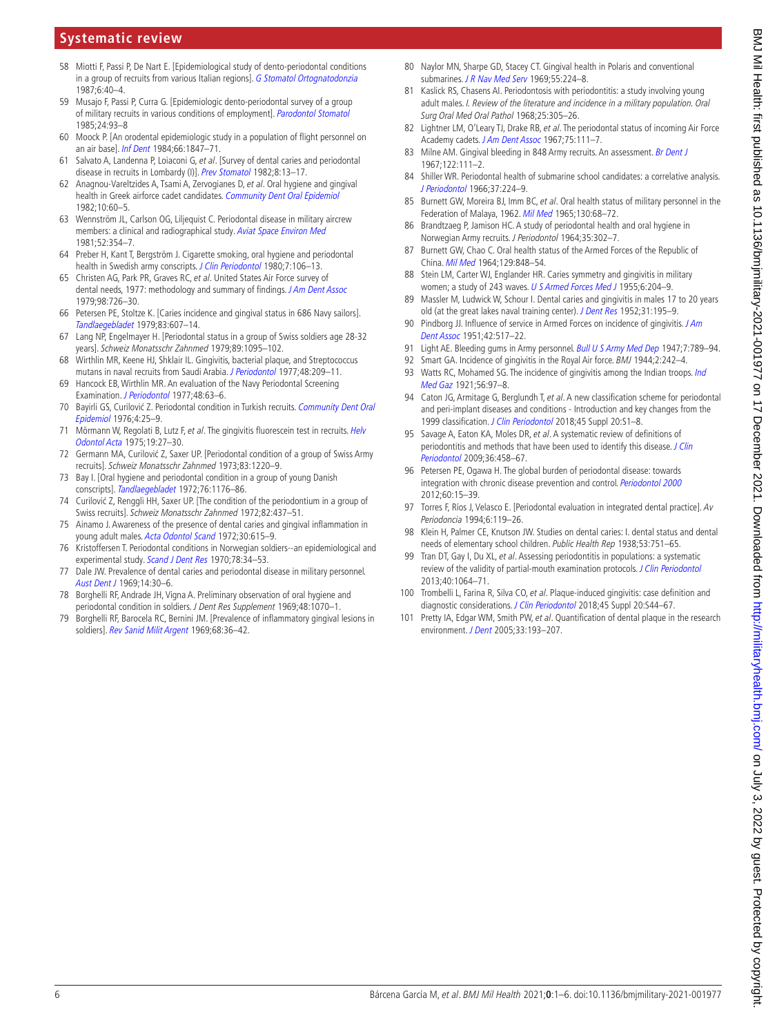58 Miotti F, Passi P, De Nart E. [Epidemiological study of dento-periodontal conditions in a group of recruits from various Italian regions]. *G Stomatol Ortognatodonzia* 1987;6:40–4.

59 Musajo F, Passi P, Curra G. [Epidemiologic dento-periodontal survey of a group of military recruits in various conditions of employment]. *Parodontol Stomatol* 1985;24:93–8

60 Moock P. [An orodental epidemiologic study in a population of flight personnel on an air base]. *Inf Dent* 1984;66:1847–71.

61 Salvato A, Landenna P, Loiaconi G, *et al*. [Survey of dental caries and periodontal disease in recruits in Lombardy (I)]. *Prev Stomatol* 1982;8:13–17.

62 Anagnou-Vareltzides A, Tsami A, Zervogianes D, *et al*. Oral hygiene and gingival health in Greek airforce cadet candidates. *Community Dent Oral Epidemiol* 1982;10:60–5.

63 Wennström JL, Carlson OG, Liljequist C. Periodontal disease in military aircrew members: a clinical and radiographical study. *Aviat Space Environ Med* 1981;52:354–7.

64 Preber H, Kant T, Bergström J. Cigarette smoking, oral hygiene and periodontal health in Swedish army conscripts. *J Clin Periodontol* 1980;7:106–13.

65 Christen AG, Park PR, Graves RC, *et al*. United States Air Force survey of dental needs, 1977: methodology and summary of findings. *J Am Dent Assoc* 1979;98:726–30.

66 Petersen PE, Stoltze K. [Caries incidence and gingival status in 686 Navy sailors]. *Tandlaegebladet* 1979;83:607–14.

67 Lang NP, Engelmayer H. [Periodontal status in a group of Swiss soldiers age 28-32 years]. *Schweiz Monatsschr Zahnmed* 1979;89:1095–102.

68 Wirthlin MR, Keene HJ, Shklair IL. Gingivitis, bacterial plaque, and Streptococcus mutans in naval recruits from Saudi Arabia. *J Periodontol* 1977;48:209–11.

69 Hancock EB, Wirthlin MR. An evaluation of the Navy Periodontal Screening Examination. *J Periodontol* 1977;48:63–6.

70 Bayirli GS, Curilović Z. Periodontal condition in Turkish recruits. *Community Dent Oral Epidemiol* 1976;4:25–9.

71 Mörmann W, Regolati B, Lutz F, *et al*. The gingivitis fluorescein test in recruits. *Helv Odontol Acta* 1975;19:27–30.

72 Germann MA, Curilović Z, Saxer UP. [Periodontal condition of a group of Swiss Army recruits]. *Schweiz Monatsschr Zahnmed* 1973;83:1220–9.

73 Bay I. [Oral hygiene and periodontal condition in a group of young Danish conscripts]. *Tandlaegebladet* 1972;76:1176–86.

74 Curilović Z, Renggli HH, Saxer UP. [The condition of the periodontium in a group of Swiss recruits]. *Schweiz Monatsschr Zahnmed* 1972;82:437–51.

75 Ainamo J. Awareness of the presence of dental caries and gingival inflammation in young adult males. *Acta Odontol Scand* 1972;30:615–9.

76 Kristoffersen T. Periodontal conditions in Norwegian soldiers--an epidemiological and experimental study. *Scand J Dent Res* 1970;78:34–53.

77 Dale JW. Prevalence of dental caries and periodontal disease in military personnel. *Aust Dent J* 1969;14:30–6.

78 Borghelli RF, Andrade JH, Vigna A. Preliminary observation of oral hygiene and periodontal condition in soldiers. *J Dent Res Supplement* 1969;48:1070–1.

79 Borghelli RF, Barocela RC, Bernini JM. [Prevalence of inflammatory gingival lesions in soldiers]. *Rev Sanid Milit Argent* 1969;68:36–42.

80 Naylor MN, Sharpe GD, Stacey CT. Gingival health in Polaris and conventional submarines. *J R Nav Med Serv* 1969;55:224–8.

81 Kaslick RS, Chasens AI. Periodontosis with periodontitis: a study involving young adult males. *I. Review of the literature and incidence in a military population. Oral Surg Oral Med Oral Pathol* 1968;25:305–26.

82 Lightner LM, O'Leary TJ, Drake RB, *et al*. The periodontal status of incoming Air Force Academy cadets. *J Am Dent Assoc* 1967;75:111–7.

83 Milne AM. Gingival bleeding in 848 Army recruits. An assessment. *Br Dent J* 1967;122:111–2.

84 Shiller WR. Periodontal health of submarine school candidates: a correlative analysis. *J Periodontol* 1966;37:224–9.

85 Burnett GW, Moreira BJ, Imm BC, *et al*. Oral health status of military personnel in the Federation of Malaya, 1962. *Mil Med* 1965;130:68–72.

86 Brandtzaeg P, Jamison HC. A study of periodontal health and oral hygiene in Norwegian Army recruits. *J Periodontol* 1964;35:302–7.

87 Burnett GW, Chao C. Oral health status of the Armed Forces of the Republic of China. *Mil Med* 1964;129:848–54.

88 Stein LM, Carter WJ, Englander HR. Caries symmetry and gingivitis in military women; a study of 243 waves. *U S Armed Forces Med J* 1955;6:204–9.

89 Massler M, Ludwick W, Schour I. Dental caries and gingivitis in males 17 to 20 years old (at the great lakes naval training center). *J Dent Res* 1952;31:195–9.

90 Pindborg JJ. Influence of service in Armed Forces on incidence of gingivitis. *J Am Dent Assoc* 1951;42:517–22.

91 Light AE. Bleeding gums in Army personnel. *Bull U S Army Med Dep* 1947;7:789–94.

92 Smart GA. Incidence of gingivitis in the Royal Air force. *BMJ* 1944;2:242–4.

93 Watts RC, Mohamed SG. The incidence of gingivitis among the Indian troops. *Ind Med Gaz* 1921;56:97–8.

94 Caton JG, Armitage G, Berglundh T, *et al*. A new classification scheme for periodontal and peri-implant diseases and conditions - Introduction and key changes from the 1999 classification. *J Clin Periodontol* 2018;45 Suppl 20:S1–8.

95 Savage A, Eaton KA, Moles DR, *et al*. A systematic review of definitions of periodontitis and methods that have been used to identify this disease. *J Clin Periodontol* 2009;36:458–67.

96 Petersen PE, Ogawa H. The global burden of periodontal disease: towards integration with chronic disease prevention and control. *Periodontol 2000* 2012;60:15–39.

97 Torres F, Ríos J, Velasco E. [Periodontal evaluation in integrated dental practice]. *Av Periodoncia* 1994;6:119–26.

98 Klein H, Palmer CE, Knutson JW. Studies on dental caries: I. dental status and dental needs of elementary school children. *Public Health Rep* 1938;53:751–65.

99 Tran DT, Gay I, Du XL, *et al*. Assessing periodontitis in populations: a systematic review of the validity of partial-mouth examination protocols. *J Clin Periodontol* 2013;40:1064–71.

100 Trombelli L, Farina R, Silva CO, *et al*. Plaque-induced gingivitis: case definition and diagnostic considerations. *J Clin Periodontol* 2018;45 Suppl 20:S44–67.

101 Pretty IA, Edgar WM, Smith PW, *et al*. Quantification of dental plaque in the research environment. *J Dent* 2005;33:193–207.